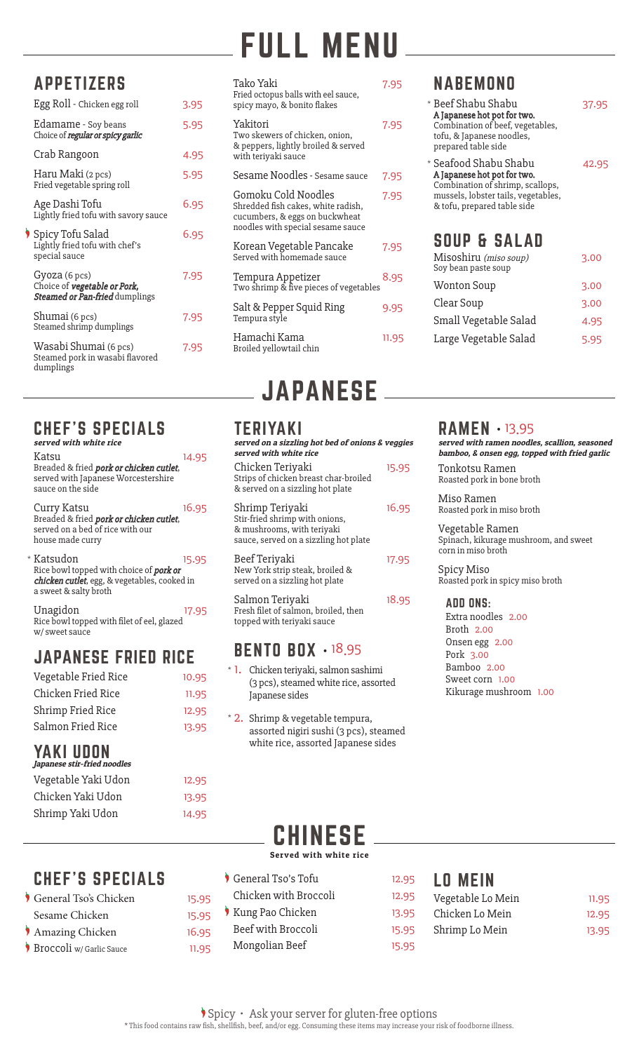# FULL MENU

## APPETIZERS

| | |
|---|---|
| Egg Roll - Chicken egg roll | 3.95 |
| Edamame - Soy beans<br>Choice of *regular or spicy garlic* | 5.95 |
| Crab Rangoon | 4.95 |
| Haru Maki (2 pcs)<br>Fried vegetable spring roll | 5.95 |
| Age Dashi Tofu<br>Lightly fried tofu with savory sauce | 6.95 |
| 🌶 Spicy Tofu Salad<br>Lightly fried tofu with chef's special sauce | 6.95 |
| Gyoza (6 pcs)<br>Choice of ***vegetable or Pork, Steamed or Pan-fried*** dumplings | 7.95 |
| Shumai (6 pcs)<br>Steamed shrimp dumplings | 7.95 |
| Wasabi Shumai (6 pcs)<br>Steamed pork in wasabi flavored dumplings | 7.95 |
| Tako Yaki<br>Fried octopus balls with eel sauce, spicy mayo, & bonito flakes | 7.95 |
| Yakitori<br>Two skewers of chicken, onion, & peppers, lightly broiled & served with teriyaki sauce | 7.95 |
| Sesame Noodles - Sesame sauce | 7.95 |
| Gomoku Cold Noodles<br>Shredded fish cakes, white radish, cucumbers, & eggs on buckwheat noodles with special sesame sauce | 7.95 |
| Korean Vegetable Pancake<br>Served with homemade sauce | 7.95 |
| Tempura Appetizer<br>Two shrimp & five pieces of vegetables | 8.95 |
| Salt & Pepper Squid Ring<br>Tempura style | 9.95 |
| Hamachi Kama<br>Broiled yellowtail chin | 11.95 |

## NABEMONO

| | |
|---|---|
| * Beef Shabu Shabu<br>A Japanese hot pot for two.<br>Combination of beef, vegetables, tofu, & Japanese noodles, prepared table side | 37.95 |
| * Seafood Shabu Shabu<br>A Japanese hot pot for two.<br>Combination of shrimp, scallops, mussels, lobster tails, vegetables, & tofu, prepared table side | 42.95 |

## SOUP & SALAD

| | |
|---|---|
| Misoshiru *(miso soup)*<br>Soy bean paste soup | 3.00 |
| Wonton Soup | 3.00 |
| Clear Soup | 3.00 |
| Small Vegetable Salad | 4.95 |
| Large Vegetable Salad | 5.95 |

# JAPANESE

## CHEF'S SPECIALS

***served with white rice***

| | |
|---|---|
| Katsu<br>Breaded & fried ***pork or chicken cutlet***, served with Japanese Worcestershire sauce on the side | 14.95 |
| Curry Katsu<br>Breaded & fried ***pork or chicken cutlet***, served on a bed of rice with our house made curry | 16.95 |
| * Katsudon<br>Rice bowl topped with choice of ***pork or chicken cutlet***, egg, & vegetables, cooked in a sweet & salty broth | 15.95 |
| Unagidon<br>Rice bowl topped with filet of eel, glazed w/ sweet sauce | 17.95 |

## JAPANESE FRIED RICE

| | |
|---|---|
| Vegetable Fried Rice | 10.95 |
| Chicken Fried Rice | 11.95 |
| Shrimp Fried Rice | 12.95 |
| Salmon Fried Rice | 13.95 |

## YAKI UDON

***Japanese stir-fried noodles***

| | |
|---|---|
| Vegetable Yaki Udon | 12.95 |
| Chicken Yaki Udon | 13.95 |
| Shrimp Yaki Udon | 14.95 |

## TERIYAKI

***served on a sizzling hot bed of onions & veggies served with white rice***

| | |
|---|---|
| Chicken Teriyaki<br>Strips of chicken breast char-broiled & served on a sizzling hot plate | 15.95 |
| Shrimp Teriyaki<br>Stir-fried shrimp with onions, & mushrooms, with teriyaki sauce, served on a sizzling hot plate | 16.95 |
| Beef Teriyaki<br>New York strip steak, broiled & served on a sizzling hot plate | 17.95 |
| Salmon Teriyaki<br>Fresh filet of salmon, broiled, then topped with teriyaki sauce | 18.95 |

## BENTO BOX • 18.95

* 1. Chicken teriyaki, salmon sashimi (3 pcs), steamed white rice, assorted Japanese sides
* 2. Shrimp & vegetable tempura, assorted nigiri sushi (3 pcs), steamed white rice, assorted Japanese sides

## RAMEN • 13.95

***served with ramen noodles, scallion, seasoned bamboo, & onsen egg, topped with fried garlic***

Tonkotsu Ramen
Roasted pork in bone broth

Miso Ramen
Roasted pork in miso broth

Vegetable Ramen
Spinach, kikurage mushroom, and sweet corn in miso broth

Spicy Miso
Roasted pork in spicy miso broth

### ADD ONS:

| | |
|---|---|
| Extra noodles | 2.00 |
| Broth | 2.00 |
| Onsen egg | 2.00 |
| Pork | 3.00 |
| Bamboo | 2.00 |
| Sweet corn | 1.00 |
| Kikurage mushroom | 1.00 |

# CHINESE

**Served with white rice**

## CHEF'S SPECIALS

| | |
|---|---|
| 🌶 General Tso's Chicken | 15.95 |
| Sesame Chicken | 15.95 |
| 🌶 Amazing Chicken | 16.95 |
| 🌶 Broccoli w/ Garlic Sauce | 11.95 |
| 🌶 General Tso's Tofu | 12.95 |
| Chicken with Broccoli | 12.95 |
| 🌶 Kung Pao Chicken | 13.95 |
| Beef with Broccoli | 15.95 |
| Mongolian Beef | 15.95 |

## LO MEIN

| | |
|---|---|
| Vegetable Lo Mein | 11.95 |
| Chicken Lo Mein | 12.95 |
| Shrimp Lo Mein | 13.95 |

🌶 Spicy • Ask your server for gluten-free options

* This food contains raw fish, shellfish, beef, and/or egg. Consuming these items may increase your risk of foodborne illness.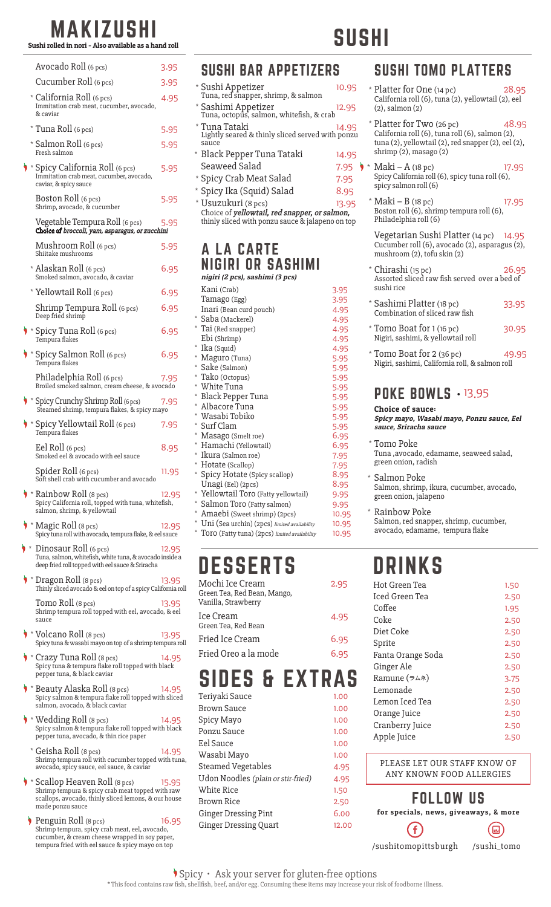# MAKIZUSHI

**Sushi rolled in nori - Also available as a hand roll**

| | |
|---|---|
| Avocado Roll (6 pcs) | 3.95 |
| Cucumber Roll (6 pcs) | 3.95 |
| * California Roll (6 pcs) Immitation crab meat, cucumber, avocado, & caviar | 4.95 |
| * Tuna Roll (6 pcs) | 5.95 |
| * Salmon Roll (6 pcs) Fresh salmon | 5.95 |
| * Spicy California Roll (6 pcs) Immitation crab meat, cucumber, avocado, caviar, & spicy sauce | 5.95 |
| Boston Roll (6 pcs) Shrimp, avocado, & cucumber | 5.95 |
| Vegetable Tempura Roll (6 pcs) *Choice of broccoli, yam, asparagus, or zucchini* | 5.95 |
| Mushroom Roll (6 pcs) Shiitake mushrooms | 5.95 |
| * Alaskan Roll (6 pcs) Smoked salmon, avocado, & caviar | 6.95 |
| * Yellowtail Roll (6 pcs) | 6.95 |
| Shrimp Tempura Roll (6 pcs) Deep fried shrimp | 6.95 |
| * Spicy Tuna Roll (6 pcs) Tempura flakes | 6.95 |
| * Spicy Salmon Roll (6 pcs) Tempura flakes | 6.95 |
| Philadelphia Roll (6 pcs) Broiled smoked salmon, cream cheese, & avocado | 7.95 |
| * Spicy Crunchy Shrimp Roll (6 pcs) Steamed shrimp, tempura flakes, & spicy mayo | 7.95 |
| * Spicy Yellowtail Roll (6 pcs) Tempura flakes | 7.95 |
| Eel Roll (6 pcs) Smoked eel & avocado with eel sauce | 8.95 |
| Spider Roll (6 pcs) Soft shell crab with cucumber and avocado | 11.95 |
| * Rainbow Roll (8 pcs) Spicy California roll, topped with tuna, whitefish, salmon, shrimp, & yellowtail | 12.95 |
| * Magic Roll (8 pcs) Spicy tuna roll with avocado, tempura flake, & eel sauce | 12.95 |
| * Dinosaur Roll (6 pcs) Tuna, salmon, whitefish, white tuna, & avocado inside a deep fried roll topped with eel sauce & Sriracha | 12.95 |
| * Dragon Roll (8 pcs) Thinly sliced avocado & eel on top of a spicy California roll | 13.95 |
| Tomo Roll (8 pcs) Shrimp tempura roll topped with eel, avocado, & eel sauce | 13.95 |
| * Volcano Roll (8 pcs) Spicy tuna & wasabi mayo on top of a shrimp tempura roll | 13.95 |
| * Crazy Tuna Roll (8 pcs) Spicy tuna & tempura flake roll topped with black pepper tuna, & black caviar | 14.95 |
| * Beauty Alaska Roll (8 pcs) Spicy salmon & tempura flake roll topped with sliced salmon, avocado, & black caviar | 14.95 |
| * Wedding Roll (8 pcs) Spicy salmon & tempura flake roll topped with black pepper tuna, avocado, & thin rice paper | 14.95 |
| * Geisha Roll (8 pcs) Shrimp tempura roll with cucumber topped with tuna, avocado, spicy sauce, eel sauce, & caviar | 14.95 |
| * Scallop Heaven Roll (8 pcs) Shrimp tempura & spicy crab meat topped with raw scallops, avocado, thinly sliced lemons, & our house made ponzu sauce | 15.95 |
| Penguin Roll (8 pcs) Shrimp tempura, spicy crab meat, eel, avocado, cucumber, & cream cheese wrapped in soy paper, tempura fried with eel sauce & spicy mayo on top | 16.95 |

# SUSHI

## SUSHI BAR APPETIZERS

| | |
|---|---|
| * Sushi Appetizer Tuna, red snapper, shrimp, & salmon | 10.95 |
| * Sashimi Appetizer Tuna, octopus, salmon, whitefish, & crab | 12.95 |
| * Tuna Tataki Lightly seared & thinly sliced served with ponzu sauce | 14.95 |
| * Black Pepper Tuna Tataki | 14.95 |
| Seaweed Salad | 7.95 |
| * Spicy Crab Meat Salad | 7.95 |
| * Spicy Ika (Squid) Salad | 8.95 |
| * Usuzukuri (8 pcs) Choice of ***yellowtail, red snapper, or salmon,*** thinly sliced with ponzu sauce & jalapeno on top | 13.95 |

## A LA CARTE NIGIRI OR SASHIMI

***nigiri (2 pcs), sashimi (3 pcs)***

| | |
|---|---|
| Kani (Crab) | 3.95 |
| Tamago (Egg) | 3.95 |
| Inari (Bean curd pouch) | 4.95 |
| * Saba (Mackerel) | 4.95 |
| * Tai (Red snapper) | 4.95 |
| Ebi (Shrimp) | 4.95 |
| * Ika (Squid) | 4.95 |
| * Maguro (Tuna) | 5.95 |
| * Sake (Salmon) | 5.95 |
| * Tako (Octopus) | 5.95 |
| * White Tuna | 5.95 |
| * Black Pepper Tuna | 5.95 |
| * Albacore Tuna | 5.95 |
| * Wasabi Tobiko | 5.95 |
| * Surf Clam | 5.95 |
| * Masago (Smelt roe) | 6.95 |
| * Hamachi (Yellowtail) | 6.95 |
| * Ikura (Salmon roe) | 7.95 |
| * Hotate (Scallop) | 7.95 |
| * Spicy Hotate (Spicy scallop) | 8.95 |
| Unagi (Eel) (2pcs) | 8.95 |
| * Yellowtail Toro (Fatty yellowtail) | 9.95 |
| * Salmon Toro (Fatty salmon) | 9.95 |
| * Amaebi (Sweet shrimp) (2pcs) | 10.95 |
| * Uni (Sea urchin) (2pcs) *limited availability* | 10.95 |
| * Toro (Fatty tuna) (2pcs) *limited availability* | 10.95 |

## SUSHI TOMO PLATTERS

| | |
|---|---|
| * Platter for One (14 pc) California roll (6), tuna (2), yellowtail (2), eel (2), salmon (2) | 28.95 |
| * Platter for Two (26 pc) California roll (6), tuna roll (6), salmon (2), tuna (2), yellowtail (2), red snapper (2), eel (2), shrimp (2), masago (2) | 48.95 |
| * Maki – A (18 pc) Spicy California roll (6), spicy tuna roll (6), spicy salmon roll (6) | 17.95 |
| * Maki – B (18 pc) Boston roll (6), shrimp tempura roll (6), Philadelphia roll (6) | 17.95 |
| Vegetarian Sushi Platter (14 pc) Cucumber roll (6), avocado (2), asparagus (2), mushroom (2), tofu skin (2) | 14.95 |
| * Chirashi (15 pc) Assorted sliced raw fish served over a bed of sushi rice | 26.95 |
| * Sashimi Platter (18 pc) Combination of sliced raw fish | 33.95 |
| * Tomo Boat for 1 (16 pc) Nigiri, sashimi, & yellowtail roll | 30.95 |
| * Tomo Boat for 2 (36 pc) Nigiri, sashimi, California roll, & salmon roll | 49.95 |

## POKE BOWLS • 13.95

**Choice of sauce:**
***Spicy mayo, Wasabi mayo, Ponzu sauce, Eel sauce, Sriracha sauce***

- \* Tomo Poke
  Tuna ,avocado, edamame, seaweed salad, green onion, radish
- \* Salmon Poke
  Salmon, shrimp, ikura, cucumber, avocado, green onion, jalapeno
- \* Rainbow Poke
  Salmon, red snapper, shrimp, cucumber, avocado, edamame, tempura flake

# DESSERTS

| | |
|---|---|
| Mochi Ice Cream Green Tea, Red Bean, Mango, Vanilla, Strawberry | 2.95 |
| Ice Cream Green Tea, Red Bean | 4.95 |
| Fried Ice Cream | 6.95 |
| Fried Oreo a la mode | 6.95 |

# SIDES & EXTRAS

| | |
|---|---|
| Teriyaki Sauce | 1.00 |
| Brown Sauce | 1.00 |
| Spicy Mayo | 1.00 |
| Ponzu Sauce | 1.00 |
| Eel Sauce | 1.00 |
| Wasabi Mayo | 1.00 |
| Steamed Vegetables | 4.95 |
| Udon Noodles *(plain or stir-fried)* | 4.95 |
| White Rice | 1.50 |
| Brown Rice | 2.50 |
| Ginger Dressing Pint | 6.00 |
| Ginger Dressing Quart | 12.00 |

# DRINKS

| | |
|---|---|
| Hot Green Tea | 1.50 |
| Iced Green Tea | 2.50 |
| Coffee | 1.95 |
| Coke | 2.50 |
| Diet Coke | 2.50 |
| Sprite | 2.50 |
| Fanta Orange Soda | 2.50 |
| Ginger Ale | 2.50 |
| Ramune (ラムネ) | 3.75 |
| Lemonade | 2.50 |
| Lemon Iced Tea | 2.50 |
| Orange Juice | 2.50 |
| Cranberry Juice | 2.50 |
| Apple Juice | 2.50 |

PLEASE LET OUR STAFF KNOW OF ANY KNOWN FOOD ALLERGIES

## FOLLOW US

**for specials, news, giveaways, & more**

/sushitomopittsburgh /sushi_tomo

Spicy • Ask your server for gluten-free options

* This food contains raw fish, shellfish, beef, and/or egg. Consuming these items may increase your risk of foodborne illness.